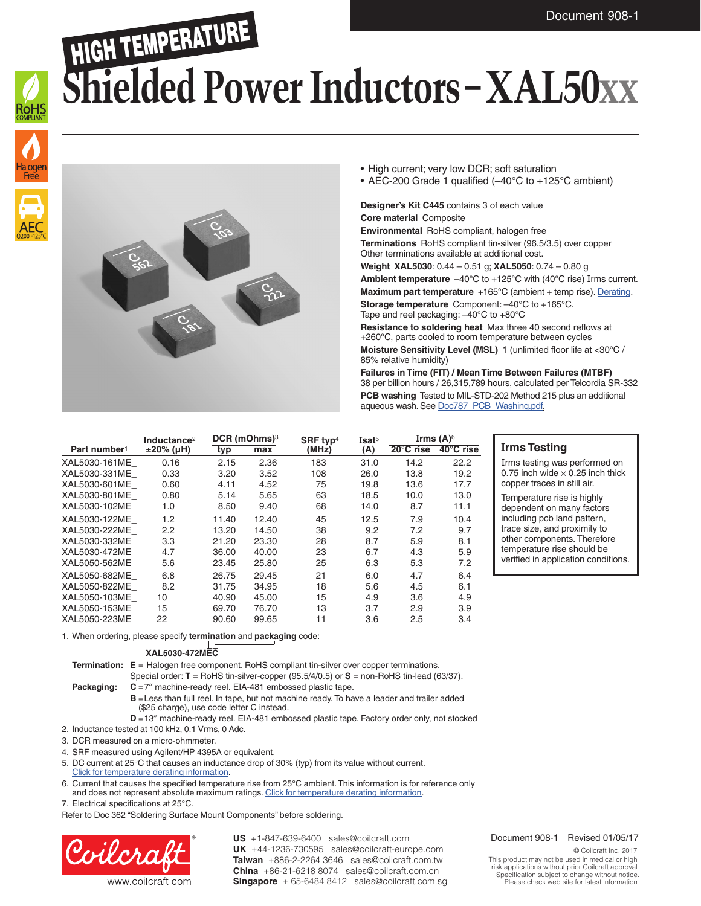Document 908-1

# HIGH TEMPERATURE Shielded Power Inductors – XAL50xx

- High current; very low DCR; soft saturation
- AEC-200 Grade 1 qualified (–40°C to +125°C ambient)

**Designer's Kit C445** contains 3 of each value

**Core material** Composite

**Environmental** RoHS compliant, halogen free

**Terminations** RoHS compliant tin-silver (96.5/3.5) over copper
Other terminations available at additional cost.

**Weight XAL5030**: 0.44 – 0.51 g; **XAL5050**: 0.74 – 0.80 g

**Ambient temperature** –40°C to +125°C with (40°C rise) Irms current.

**Maximum part temperature** +165°C (ambient + temp rise). Derating.

**Storage temperature** Component: –40°C to +165°C.
Tape and reel packaging: –40°C to +80°C

**Resistance to soldering heat** Max three 40 second reflows at +260°C, parts cooled to room temperature between cycles

**Moisture Sensitivity Level (MSL)** 1 (unlimited floor life at <30°C / 85% relative humidity)

**Failures in Time (FIT) / Mean Time Between Failures (MTBF)**
38 per billion hours / 26,315,789 hours, calculated per Telcordia SR-332

**PCB washing** Tested to MIL-STD-202 Method 215 plus an additional aqueous wash. See Doc787_PCB_Washing.pdf.

| Part number[1] | Inductance[2] ±20% (µH) | DCR (mOhms)[3] typ | DCR (mOhms)[3] max | SRF typ[4] (MHz) | Isat[5] (A) | Irms (A)[6] 20°C rise | Irms (A)[6] 40°C rise |
|---|---|---|---|---|---|---|---|
| XAL5030-161ME_ | 0.16 | 2.15 | 2.36 | 183 | 31.0 | 14.2 | 22.2 |
| XAL5030-331ME_ | 0.33 | 3.20 | 3.52 | 108 | 26.0 | 13.8 | 19.2 |
| XAL5030-601ME_ | 0.60 | 4.11 | 4.52 | 75 | 19.8 | 13.6 | 17.7 |
| XAL5030-801ME_ | 0.80 | 5.14 | 5.65 | 63 | 18.5 | 10.0 | 13.0 |
| XAL5030-102ME_ | 1.0 | 8.50 | 9.40 | 68 | 14.0 | 8.7 | 11.1 |
| XAL5030-122ME_ | 1.2 | 11.40 | 12.40 | 45 | 12.5 | 7.9 | 10.4 |
| XAL5030-222ME_ | 2.2 | 13.20 | 14.50 | 38 | 9.2 | 7.2 | 9.7 |
| XAL5030-332ME_ | 3.3 | 21.20 | 23.30 | 28 | 8.7 | 5.9 | 8.1 |
| XAL5030-472ME_ | 4.7 | 36.00 | 40.00 | 23 | 6.7 | 4.3 | 5.9 |
| XAL5050-562ME_ | 5.6 | 23.45 | 25.80 | 25 | 6.3 | 5.3 | 7.2 |
| XAL5050-682ME_ | 6.8 | 26.75 | 29.45 | 21 | 6.0 | 4.7 | 6.4 |
| XAL5050-822ME_ | 8.2 | 31.75 | 34.95 | 18 | 5.6 | 4.5 | 6.1 |
| XAL5050-103ME_ | 10 | 40.90 | 45.00 | 15 | 4.9 | 3.6 | 4.9 |
| XAL5050-153ME_ | 15 | 69.70 | 76.70 | 13 | 3.7 | 2.9 | 3.9 |
| XAL5050-223ME_ | 22 | 90.60 | 99.65 | 11 | 3.6 | 2.5 | 3.4 |

## Irms Testing

Irms testing was performed on 0.75 inch wide × 0.25 inch thick copper traces in still air.

Temperature rise is highly dependent on many factors including pcb land pattern, trace size, and proximity to other components. Therefore temperature rise should be verified in application conditions.

1. When ordering, please specify **termination** and **packaging** code:

   **XAL5030-472MEC**

   **Termination:** **E** = Halogen free component. RoHS compliant tin-silver over copper terminations.
   Special order: **T** = RoHS tin-silver-copper (95.5/4/0.5) or **S** = non-RoHS tin-lead (63/37).

   **Packaging:** **C** =7″ machine-ready reel. EIA-481 embossed plastic tape.
   **B** =Less than full reel. In tape, but not machine ready. To have a leader and trailer added ($25 charge), use code letter C instead.
   **D** =13″ machine-ready reel. EIA-481 embossed plastic tape. Factory order only, not stocked
2. Inductance tested at 100 kHz, 0.1 Vrms, 0 Adc.
3. DCR measured on a micro-ohmmeter.
4. SRF measured using Agilent/HP 4395A or equivalent.
5. DC current at 25°C that causes an inductance drop of 30% (typ) from its value without current. Click for temperature derating information.
6. Current that causes the specified temperature rise from 25°C ambient. This information is for reference only and does not represent absolute maximum ratings. Click for temperature derating information.
7. Electrical specifications at 25°C.

Refer to Doc 362 "Soldering Surface Mount Components" before soldering.

Coilcraft® www.coilcraft.com

**US** +1-847-639-6400 sales@coilcraft.com
**UK** +44-1236-730595 sales@coilcraft-europe.com
**Taiwan** +886-2-2264 3646 sales@coilcraft.com.tw
**China** +86-21-6218 8074 sales@coilcraft.com.cn
**Singapore** + 65-6484 8412 sales@coilcraft.com.sg

Document 908-1 Revised 01/05/17

© Coilcraft Inc. 2017
This product may not be used in medical or high risk applications without prior Coilcraft approval. Specification subject to change without notice. Please check web site for latest information.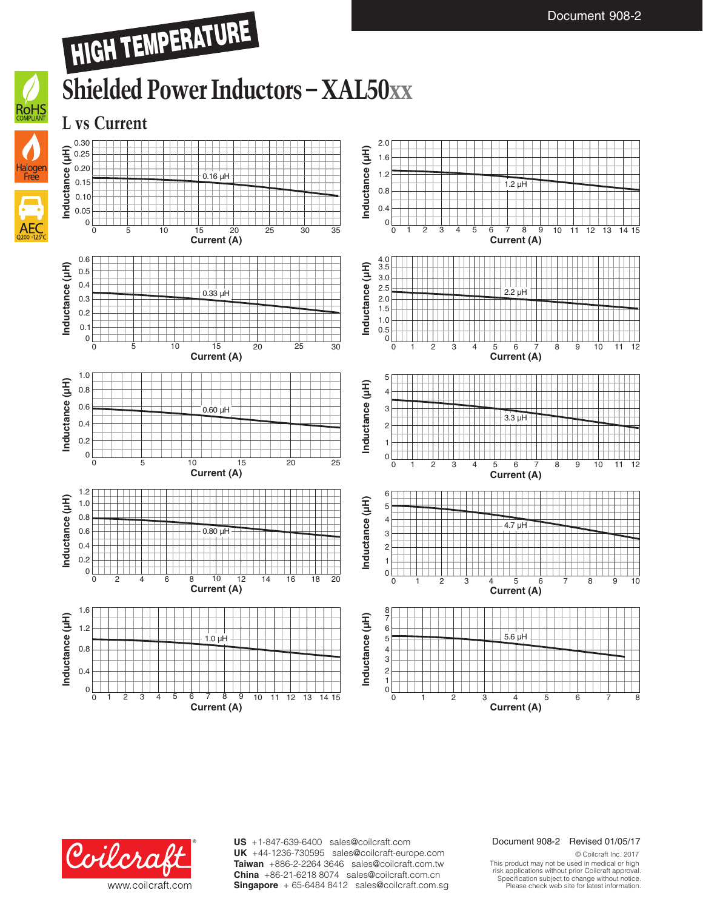HIGH TEMPERATURE

# Shielded Power Inductors – XAL50xx

## L vs Current

Inductance (µH) vs Current (A)

0.16 µH

1.2 µH

0.33 µH

2.2 µH

0.60 µH

3.3 µH

0.80 µH

4.7 µH

1.0 µH

5.6 µH

US +1-847-639-6400 sales@coilcraft.com
UK +44-1236-730595 sales@coilcraft-europe.com
Taiwan +886-2-2264 3646 sales@coilcraft.com.tw
China +86-21-6218 8074 sales@coilcraft.com.cn
Singapore + 65-6484 8412 sales@coilcraft.com.sg

www.coilcraft.com

Document 908-2 Revised 01/05/17

© Coilcraft Inc. 2017
This product may not be used in medical or high risk applications without prior Coilcraft approval.
Specification subject to change without notice.
Please check web site for latest information.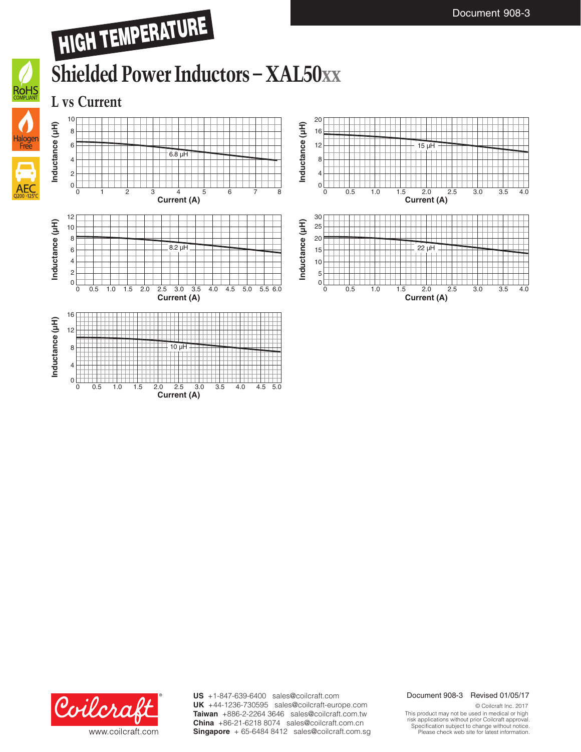HIGH TEMPERATURE

# Shielded Power Inductors – XAL50xx

## L vs Current

Inductance (µH) vs Current (A) — 6.8 µH

Inductance (µH) vs Current (A) — 15 µH

Inductance (µH) vs Current (A) — 8.2 µH

Inductance (µH) vs Current (A) — 22 µH

Inductance (µH) vs Current (A) — 10 µH

**US** +1-847-639-6400 sales@coilcraft.com
**UK** +44-1236-730595 sales@coilcraft-europe.com
**Taiwan** +886-2-2264 3646 sales@coilcraft.com.tw
**China** +86-21-6218 8074 sales@coilcraft.com.cn
**Singapore** + 65-6484 8412 sales@coilcraft.com.sg

Document 908-3 Revised 01/05/17

© Coilcraft Inc. 2017
This product may not be used in medical or high risk applications without prior Coilcraft approval.
Specification subject to change without notice.
Please check web site for latest information.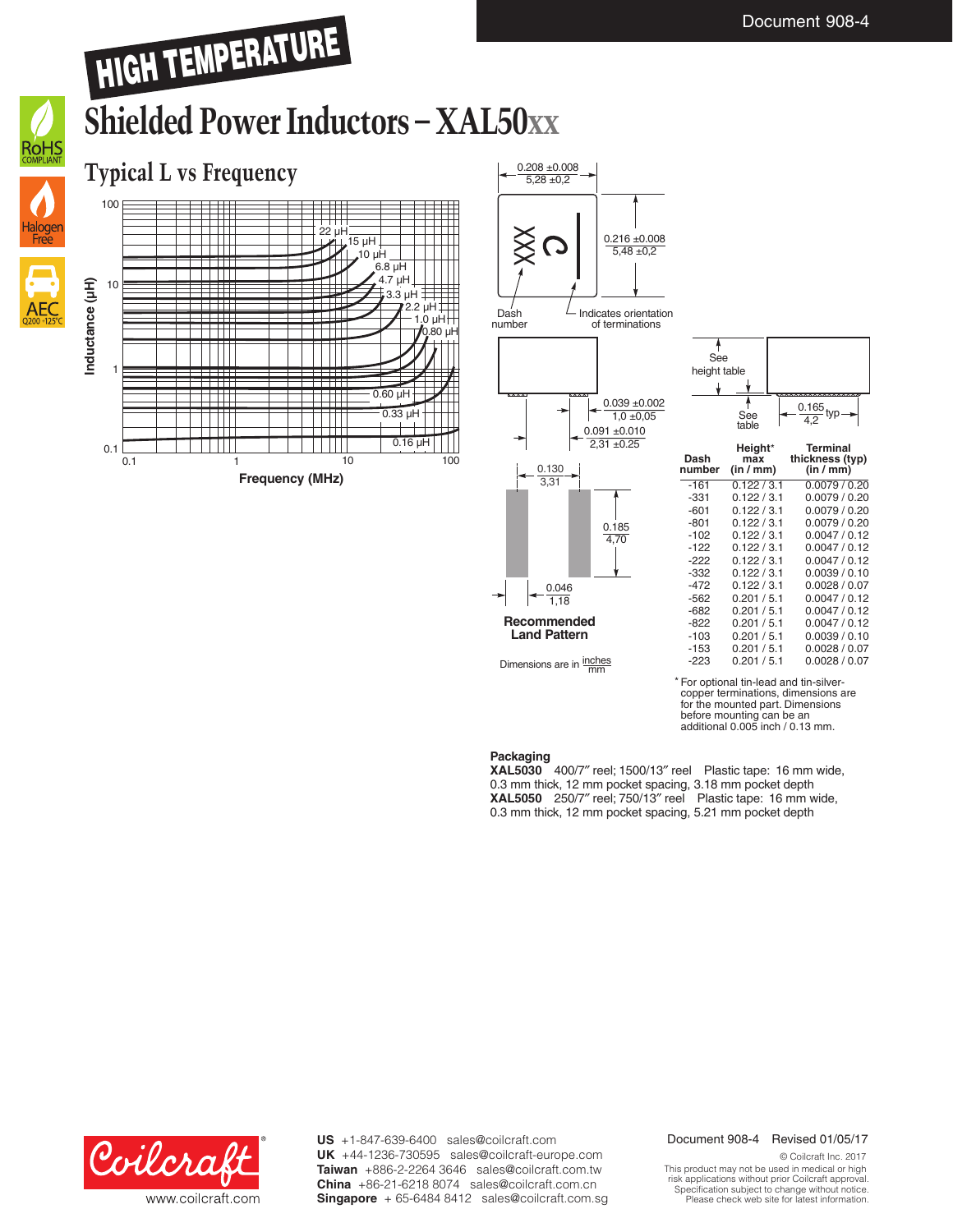HIGH TEMPERATURE

# Shielded Power Inductors – XAL50xx

## Typical L vs Frequency

100
10
1
0.1
Inductance (µH)
0.1
1
10
100
Frequency (MHz)

22 µH
15 µH
10 µH
6.8 µH
4.7 µH
3.3 µH
2.2 µH
1.0 µH
0.80 µH
0.60 µH
0.33 µH
0.16 µH

0.208 ±0.008
5,28 ±0,2

0.216 ±0.008
5,48 ±0,2

XXX

Dash number

Indicates orientation of terminations

See height table

0.039 ±0.002
1,0 ±0,05

0.091 ±0.010
2,31 ±0.25

See table

0.165 typ
4,2

0.130
3,31

0.185
4,70

0.046
1,18

**Recommended Land Pattern**

Dimensions are in $\frac{\text{inches}}{\text{mm}}$

| Dash number | Height* max (in / mm) | Terminal thickness (typ) (in / mm) |
|---|---|---|
| -161 | 0.122 / 3.1 | 0.0079 / 0.20 |
| -331 | 0.122 / 3.1 | 0.0079 / 0.20 |
| -601 | 0.122 / 3.1 | 0.0079 / 0.20 |
| -801 | 0.122 / 3.1 | 0.0079 / 0.20 |
| -102 | 0.122 / 3.1 | 0.0047 / 0.12 |
| -122 | 0.122 / 3.1 | 0.0047 / 0.12 |
| -222 | 0.122 / 3.1 | 0.0047 / 0.12 |
| -332 | 0.122 / 3.1 | 0.0039 / 0.10 |
| -472 | 0.122 / 3.1 | 0.0028 / 0.07 |
| -562 | 0.201 / 5.1 | 0.0047 / 0.12 |
| -682 | 0.201 / 5.1 | 0.0047 / 0.12 |
| -822 | 0.201 / 5.1 | 0.0047 / 0.12 |
| -103 | 0.201 / 5.1 | 0.0039 / 0.10 |
| -153 | 0.201 / 5.1 | 0.0028 / 0.07 |
| -223 | 0.201 / 5.1 | 0.0028 / 0.07 |

\* For optional tin-lead and tin-silver-copper terminations, dimensions are for the mounted part. Dimensions before mounting can be an additional 0.005 inch / 0.13 mm.

**Packaging**
**XAL5030** 400/7″ reel; 1500/13″ reel Plastic tape: 16 mm wide, 0.3 mm thick, 12 mm pocket spacing, 3.18 mm pocket depth
**XAL5050** 250/7″ reel; 750/13″ reel Plastic tape: 16 mm wide, 0.3 mm thick, 12 mm pocket spacing, 5.21 mm pocket depth

Coilcraft® www.coilcraft.com

**US** +1-847-639-6400 sales@coilcraft.com
**UK** +44-1236-730595 sales@coilcraft-europe.com
**Taiwan** +886-2-2264 3646 sales@coilcraft.com.tw
**China** +86-21-6218 8074 sales@coilcraft.com.cn
**Singapore** + 65-6484 8412 sales@coilcraft.com.sg

Document 908-4 Revised 01/05/17

© Coilcraft Inc. 2017
This product may not be used in medical or high risk applications without prior Coilcraft approval. Specification subject to change without notice. Please check web site for latest information.